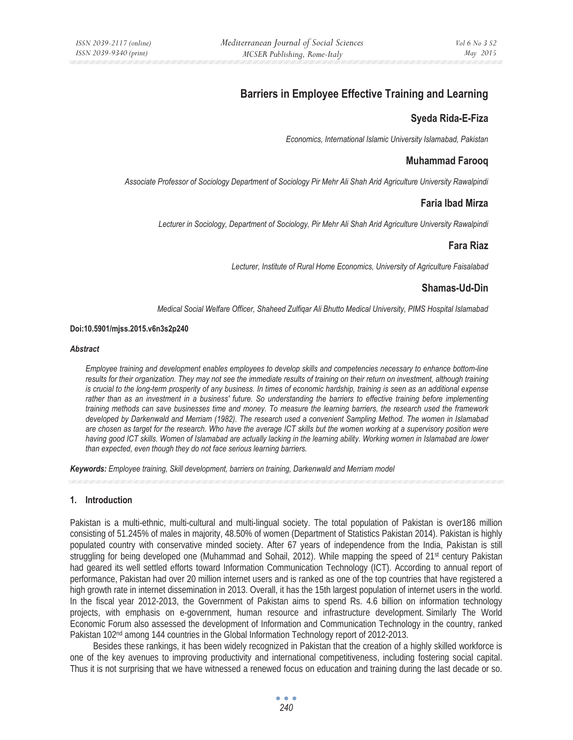# Barriers in Employee Effective Training and Learning

## Syeda Rida-E-Fiza

*Economics, International Islamic University Islamabad, Pakistan*

## Muhammad Farooq

*Associate Professor of Sociology Department of Sociology Pir Mehr Ali Shah Arid Agriculture University Rawalpindi*

## Faria Ibad Mirza

*Lecturer in Sociology, Department of Sociology, Pir Mehr Ali Shah Arid Agriculture University Rawalpindi*

## Fara Riaz

*Lecturer, Institute of Rural Home Economics, University of Agriculture Faisalabad*

## Shamas-Ud-Din

*Medical Social Welfare Officer, Shaheed Zulfiqar Ali Bhutto Medical University, PIMS Hospital Islamabad*

**Doi:10.5901/mjss.2015.v6n3s2p240**

***Abstract***

*Employee training and development enables employees to develop skills and competencies necessary to enhance bottom-line results for their organization. They may not see the immediate results of training on their return on investment, although training is crucial to the long-term prosperity of any business. In times of economic hardship, training is seen as an additional expense rather than as an investment in a business' future. So understanding the barriers to effective training before implementing training methods can save businesses time and money. To measure the learning barriers, the research used the framework developed by Darkenwald and Merriam (1982). The research used a convenient Sampling Method. The women in Islamabad are chosen as target for the research. Who have the average ICT skills but the women working at a supervisory position were having good ICT skills. Women of Islamabad are actually lacking in the learning ability. Working women in Islamabad are lower than expected, even though they do not face serious learning barriers.*

***Keywords:*** *Employee training, Skill development, barriers on training, Darkenwald and Merriam model*

### 1. Introduction

Pakistan is a multi-ethnic, multi-cultural and multi-lingual society. The total population of Pakistan is over186 million consisting of 51.245% of males in majority, 48.50% of women (Department of Statistics Pakistan 2014). Pakistan is highly populated country with conservative minded society. After 67 years of independence from the India, Pakistan is still struggling for being developed one (Muhammad and Sohail, 2012). While mapping the speed of 21st century Pakistan had geared its well settled efforts toward Information Communication Technology (ICT). According to annual report of performance, Pakistan had over 20 million internet users and is ranked as one of the top countries that have registered a high growth rate in internet dissemination in 2013. Overall, it has the 15th largest population of internet users in the world. In the fiscal year 2012-2013, the Government of Pakistan aims to spend Rs. 4.6 billion on information technology projects, with emphasis on e-government, human resource and infrastructure development. Similarly The World Economic Forum also assessed the development of Information and Communication Technology in the country, ranked Pakistan 102nd among 144 countries in the Global Information Technology report of 2012-2013.

Besides these rankings, it has been widely recognized in Pakistan that the creation of a highly skilled workforce is one of the key avenues to improving productivity and international competitiveness, including fostering social capital. Thus it is not surprising that we have witnessed a renewed focus on education and training during the last decade or so.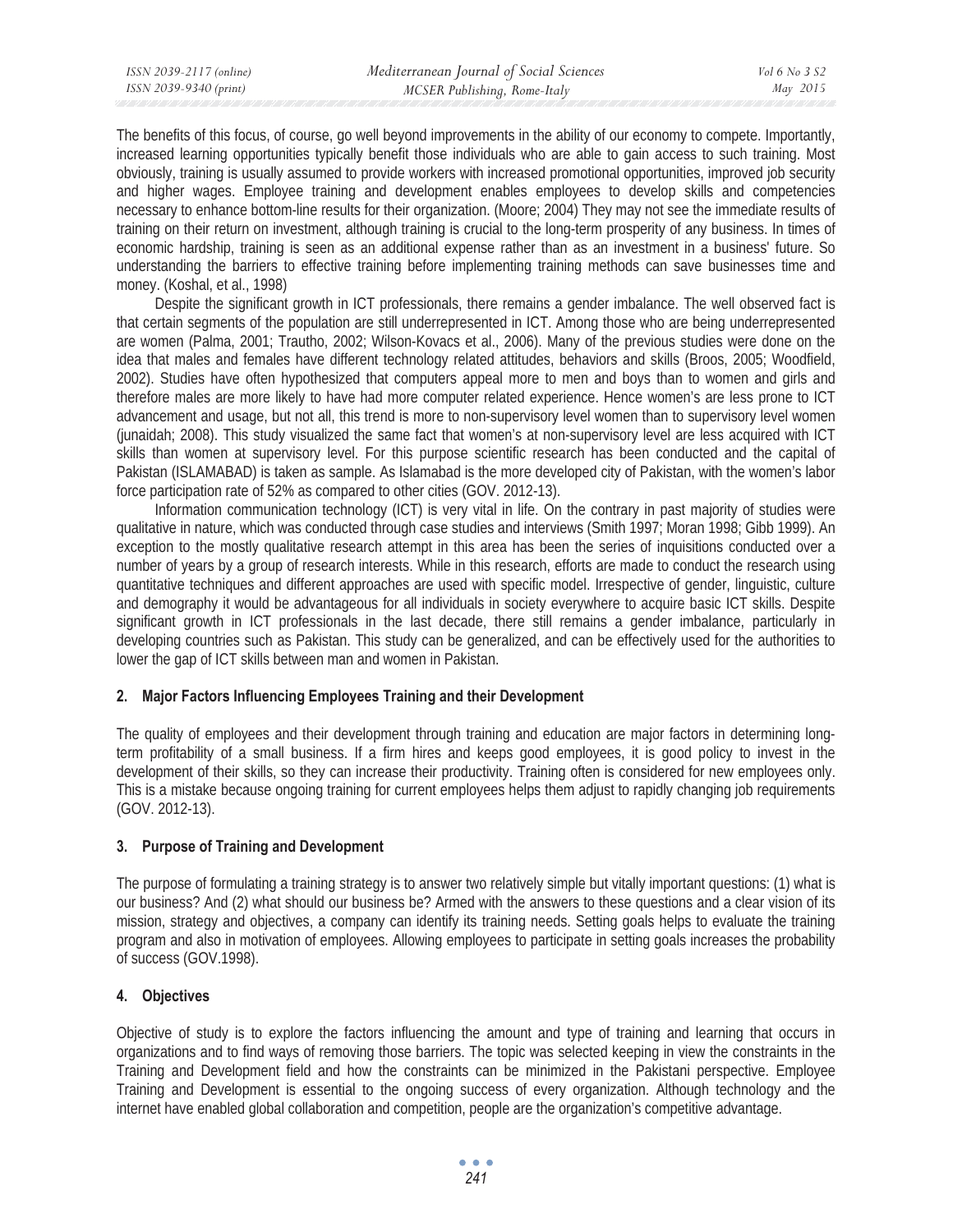The benefits of this focus, of course, go well beyond improvements in the ability of our economy to compete. Importantly, increased learning opportunities typically benefit those individuals who are able to gain access to such training. Most obviously, training is usually assumed to provide workers with increased promotional opportunities, improved job security and higher wages. Employee training and development enables employees to develop skills and competencies necessary to enhance bottom-line results for their organization. (Moore; 2004) They may not see the immediate results of training on their return on investment, although training is crucial to the long-term prosperity of any business. In times of economic hardship, training is seen as an additional expense rather than as an investment in a business' future. So understanding the barriers to effective training before implementing training methods can save businesses time and money. (Koshal, et al., 1998)

Despite the significant growth in ICT professionals, there remains a gender imbalance. The well observed fact is that certain segments of the population are still underrepresented in ICT. Among those who are being underrepresented are women (Palma, 2001; Trautho, 2002; Wilson-Kovacs et al., 2006). Many of the previous studies were done on the idea that males and females have different technology related attitudes, behaviors and skills (Broos, 2005; Woodfield, 2002). Studies have often hypothesized that computers appeal more to men and boys than to women and girls and therefore males are more likely to have had more computer related experience. Hence women's are less prone to ICT advancement and usage, but not all, this trend is more to non-supervisory level women than to supervisory level women (junaidah; 2008). This study visualized the same fact that women's at non-supervisory level are less acquired with ICT skills than women at supervisory level. For this purpose scientific research has been conducted and the capital of Pakistan (ISLAMABAD) is taken as sample. As Islamabad is the more developed city of Pakistan, with the women's labor force participation rate of 52% as compared to other cities (GOV. 2012-13).

Information communication technology (ICT) is very vital in life. On the contrary in past majority of studies were qualitative in nature, which was conducted through case studies and interviews (Smith 1997; Moran 1998; Gibb 1999). An exception to the mostly qualitative research attempt in this area has been the series of inquisitions conducted over a number of years by a group of research interests. While in this research, efforts are made to conduct the research using quantitative techniques and different approaches are used with specific model. Irrespective of gender, linguistic, culture and demography it would be advantageous for all individuals in society everywhere to acquire basic ICT skills. Despite significant growth in ICT professionals in the last decade, there still remains a gender imbalance, particularly in developing countries such as Pakistan. This study can be generalized, and can be effectively used for the authorities to lower the gap of ICT skills between man and women in Pakistan.

## 2. Major Factors Influencing Employees Training and their Development

The quality of employees and their development through training and education are major factors in determining long-term profitability of a small business. If a firm hires and keeps good employees, it is good policy to invest in the development of their skills, so they can increase their productivity. Training often is considered for new employees only. This is a mistake because ongoing training for current employees helps them adjust to rapidly changing job requirements (GOV. 2012-13).

## 3. Purpose of Training and Development

The purpose of formulating a training strategy is to answer two relatively simple but vitally important questions: (1) what is our business? And (2) what should our business be? Armed with the answers to these questions and a clear vision of its mission, strategy and objectives, a company can identify its training needs. Setting goals helps to evaluate the training program and also in motivation of employees. Allowing employees to participate in setting goals increases the probability of success (GOV.1998).

## 4. Objectives

Objective of study is to explore the factors influencing the amount and type of training and learning that occurs in organizations and to find ways of removing those barriers. The topic was selected keeping in view the constraints in the Training and Development field and how the constraints can be minimized in the Pakistani perspective. Employee Training and Development is essential to the ongoing success of every organization. Although technology and the internet have enabled global collaboration and competition, people are the organization's competitive advantage.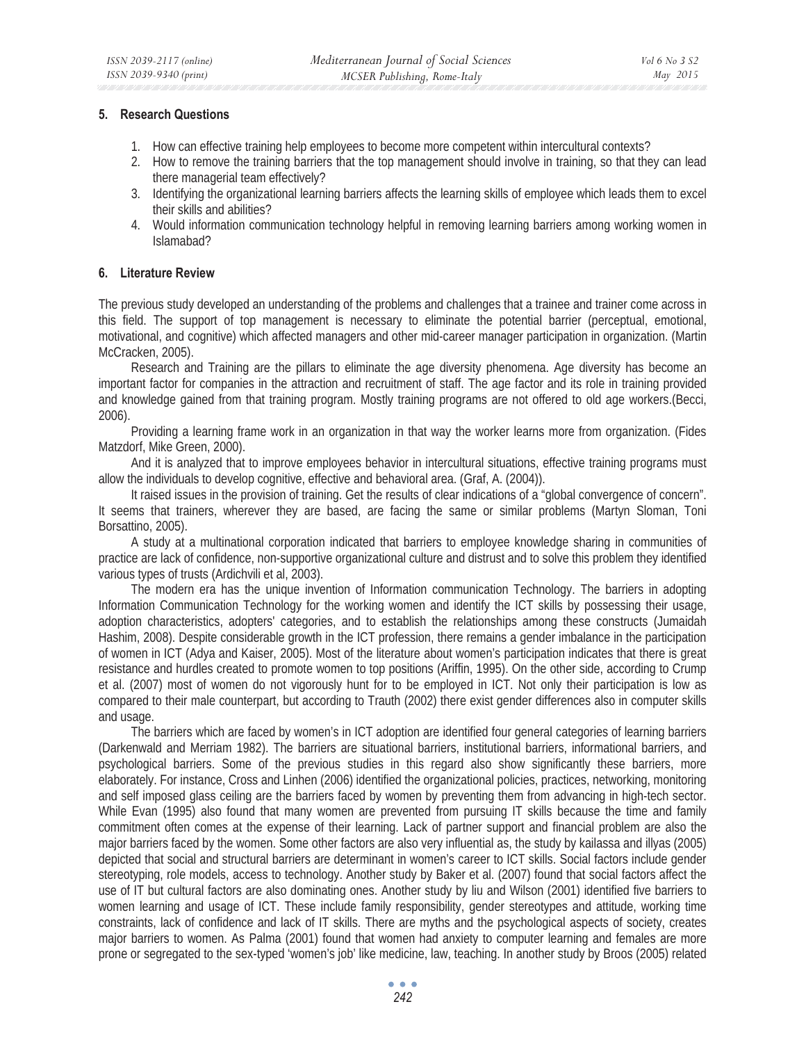## 5. Research Questions

1. How can effective training help employees to become more competent within intercultural contexts?
2. How to remove the training barriers that the top management should involve in training, so that they can lead there managerial team effectively?
3. Identifying the organizational learning barriers affects the learning skills of employee which leads them to excel their skills and abilities?
4. Would information communication technology helpful in removing learning barriers among working women in Islamabad?

## 6. Literature Review

The previous study developed an understanding of the problems and challenges that a trainee and trainer come across in this field. The support of top management is necessary to eliminate the potential barrier (perceptual, emotional, motivational, and cognitive) which affected managers and other mid-career manager participation in organization. (Martin McCracken, 2005).

Research and Training are the pillars to eliminate the age diversity phenomena. Age diversity has become an important factor for companies in the attraction and recruitment of staff. The age factor and its role in training provided and knowledge gained from that training program. Mostly training programs are not offered to old age workers.(Becci, 2006).

Providing a learning frame work in an organization in that way the worker learns more from organization. (Fides Matzdorf, Mike Green, 2000).

And it is analyzed that to improve employees behavior in intercultural situations, effective training programs must allow the individuals to develop cognitive, effective and behavioral area. (Graf, A. (2004)).

It raised issues in the provision of training. Get the results of clear indications of a "global convergence of concern". It seems that trainers, wherever they are based, are facing the same or similar problems (Martyn Sloman, Toni Borsattino, 2005).

A study at a multinational corporation indicated that barriers to employee knowledge sharing in communities of practice are lack of confidence, non-supportive organizational culture and distrust and to solve this problem they identified various types of trusts (Ardichvili et al, 2003).

The modern era has the unique invention of Information communication Technology. The barriers in adopting Information Communication Technology for the working women and identify the ICT skills by possessing their usage, adoption characteristics, adopters' categories, and to establish the relationships among these constructs (Jumaidah Hashim, 2008). Despite considerable growth in the ICT profession, there remains a gender imbalance in the participation of women in ICT (Adya and Kaiser, 2005). Most of the literature about women's participation indicates that there is great resistance and hurdles created to promote women to top positions (Ariffin, 1995). On the other side, according to Crump et al. (2007) most of women do not vigorously hunt for to be employed in ICT. Not only their participation is low as compared to their male counterpart, but according to Trauth (2002) there exist gender differences also in computer skills and usage.

The barriers which are faced by women's in ICT adoption are identified four general categories of learning barriers (Darkenwald and Merriam 1982). The barriers are situational barriers, institutional barriers, informational barriers, and psychological barriers. Some of the previous studies in this regard also show significantly these barriers, more elaborately. For instance, Cross and Linhen (2006) identified the organizational policies, practices, networking, monitoring and self imposed glass ceiling are the barriers faced by women by preventing them from advancing in high-tech sector. While Evan (1995) also found that many women are prevented from pursuing IT skills because the time and family commitment often comes at the expense of their learning. Lack of partner support and financial problem are also the major barriers faced by the women. Some other factors are also very influential as, the study by kailassa and illyas (2005) depicted that social and structural barriers are determinant in women's career to ICT skills. Social factors include gender stereotyping, role models, access to technology. Another study by Baker et al. (2007) found that social factors affect the use of IT but cultural factors are also dominating ones. Another study by liu and Wilson (2001) identified five barriers to women learning and usage of ICT. These include family responsibility, gender stereotypes and attitude, working time constraints, lack of confidence and lack of IT skills. There are myths and the psychological aspects of society, creates major barriers to women. As Palma (2001) found that women had anxiety to computer learning and females are more prone or segregated to the sex-typed 'women's job' like medicine, law, teaching. In another study by Broos (2005) related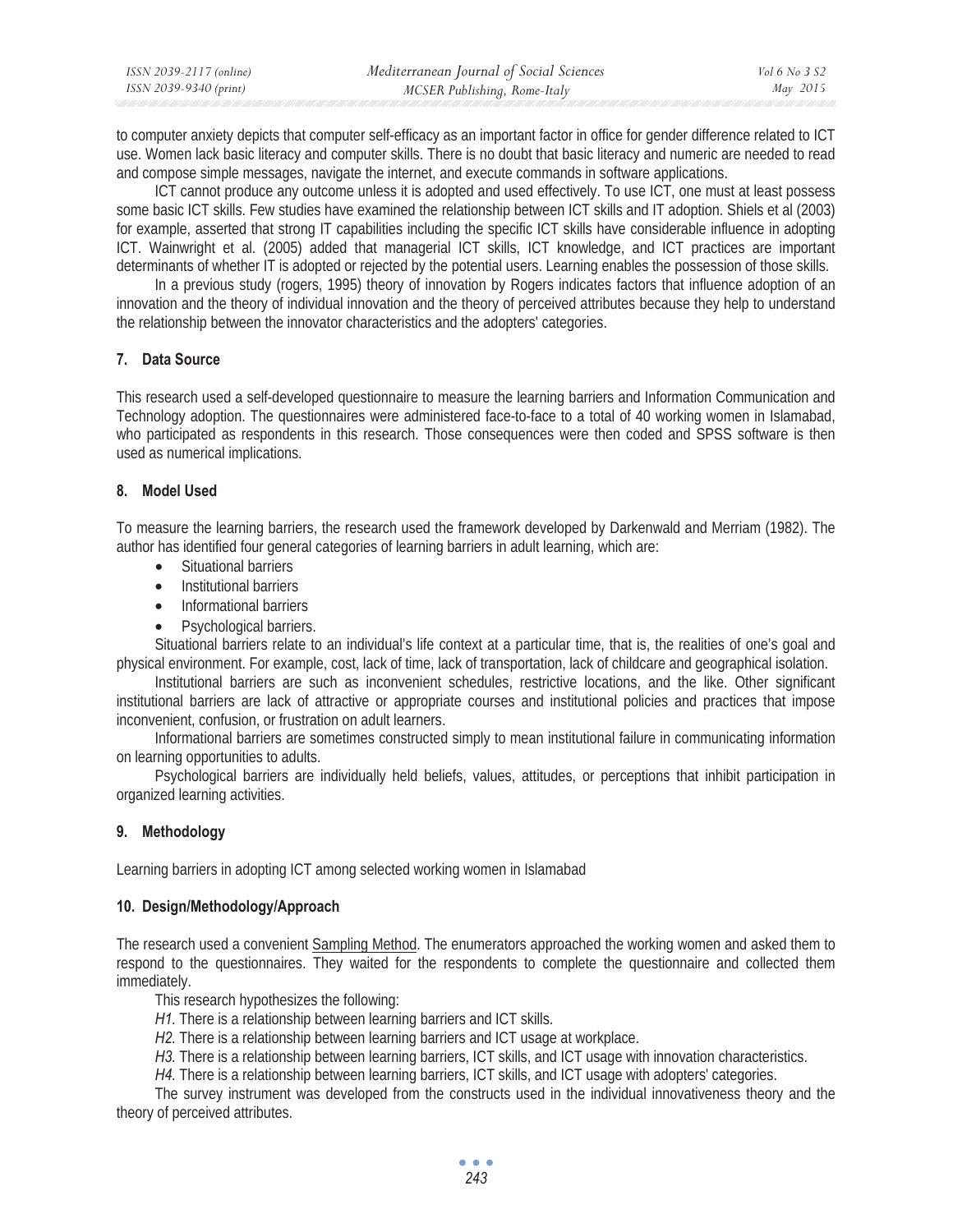to computer anxiety depicts that computer self-efficacy as an important factor in office for gender difference related to ICT use. Women lack basic literacy and computer skills. There is no doubt that basic literacy and numeric are needed to read and compose simple messages, navigate the internet, and execute commands in software applications.

ICT cannot produce any outcome unless it is adopted and used effectively. To use ICT, one must at least possess some basic ICT skills. Few studies have examined the relationship between ICT skills and IT adoption. Shiels et al (2003) for example, asserted that strong IT capabilities including the specific ICT skills have considerable influence in adopting ICT. Wainwright et al. (2005) added that managerial ICT skills, ICT knowledge, and ICT practices are important determinants of whether IT is adopted or rejected by the potential users. Learning enables the possession of those skills.

In a previous study (rogers, 1995) theory of innovation by Rogers indicates factors that influence adoption of an innovation and the theory of individual innovation and the theory of perceived attributes because they help to understand the relationship between the innovator characteristics and the adopters' categories.

## 7. Data Source

This research used a self-developed questionnaire to measure the learning barriers and Information Communication and Technology adoption. The questionnaires were administered face-to-face to a total of 40 working women in Islamabad, who participated as respondents in this research. Those consequences were then coded and SPSS software is then used as numerical implications.

## 8. Model Used

To measure the learning barriers, the research used the framework developed by Darkenwald and Merriam (1982). The author has identified four general categories of learning barriers in adult learning, which are:

- Situational barriers
- Institutional barriers
- Informational barriers
- Psychological barriers.

Situational barriers relate to an individual's life context at a particular time, that is, the realities of one's goal and physical environment. For example, cost, lack of time, lack of transportation, lack of childcare and geographical isolation.

Institutional barriers are such as inconvenient schedules, restrictive locations, and the like. Other significant institutional barriers are lack of attractive or appropriate courses and institutional policies and practices that impose inconvenient, confusion, or frustration on adult learners.

Informational barriers are sometimes constructed simply to mean institutional failure in communicating information on learning opportunities to adults.

Psychological barriers are individually held beliefs, values, attitudes, or perceptions that inhibit participation in organized learning activities.

## 9. Methodology

Learning barriers in adopting ICT among selected working women in Islamabad

## 10. Design/Methodology/Approach

The research used a convenient Sampling Method. The enumerators approached the working women and asked them to respond to the questionnaires. They waited for the respondents to complete the questionnaire and collected them immediately.

This research hypothesizes the following:

*H1.* There is a relationship between learning barriers and ICT skills.

*H2.* There is a relationship between learning barriers and ICT usage at workplace.

*H3.* There is a relationship between learning barriers, ICT skills, and ICT usage with innovation characteristics.

*H4.* There is a relationship between learning barriers, ICT skills, and ICT usage with adopters' categories.

The survey instrument was developed from the constructs used in the individual innovativeness theory and the theory of perceived attributes.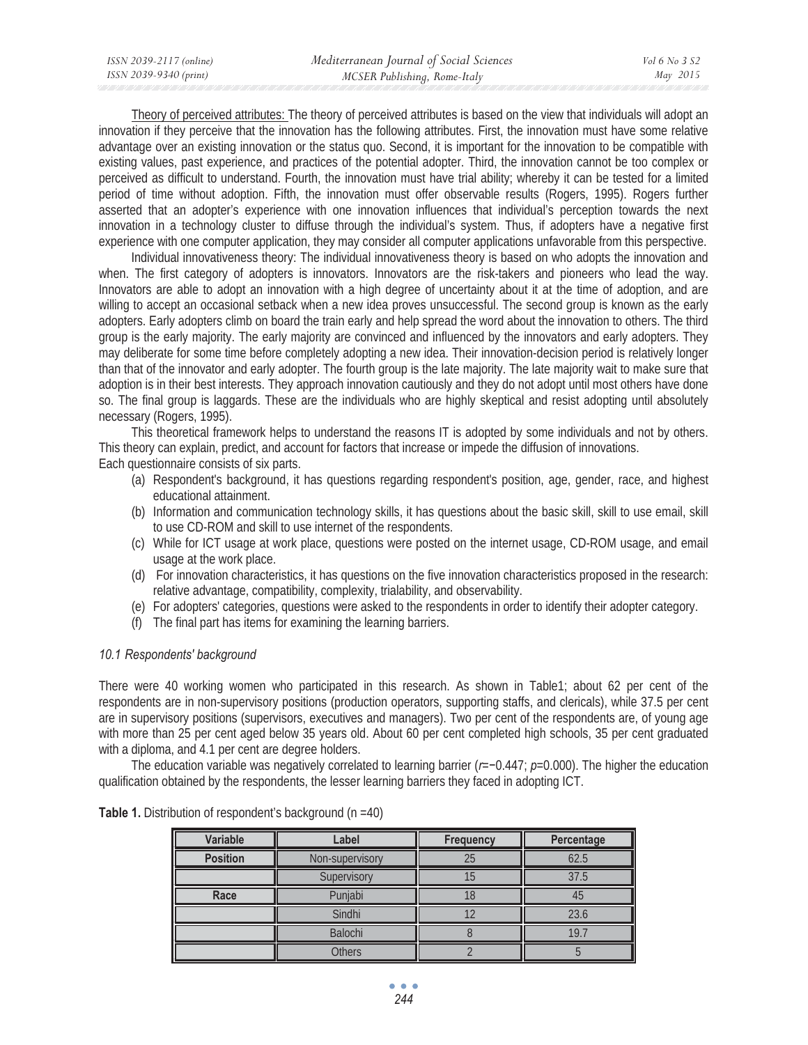Theory of perceived attributes: The theory of perceived attributes is based on the view that individuals will adopt an innovation if they perceive that the innovation has the following attributes. First, the innovation must have some relative advantage over an existing innovation or the status quo. Second, it is important for the innovation to be compatible with existing values, past experience, and practices of the potential adopter. Third, the innovation cannot be too complex or perceived as difficult to understand. Fourth, the innovation must have trial ability; whereby it can be tested for a limited period of time without adoption. Fifth, the innovation must offer observable results (Rogers, 1995). Rogers further asserted that an adopter's experience with one innovation influences that individual's perception towards the next innovation in a technology cluster to diffuse through the individual's system. Thus, if adopters have a negative first experience with one computer application, they may consider all computer applications unfavorable from this perspective.

Individual innovativeness theory: The individual innovativeness theory is based on who adopts the innovation and when. The first category of adopters is innovators. Innovators are the risk-takers and pioneers who lead the way. Innovators are able to adopt an innovation with a high degree of uncertainty about it at the time of adoption, and are willing to accept an occasional setback when a new idea proves unsuccessful. The second group is known as the early adopters. Early adopters climb on board the train early and help spread the word about the innovation to others. The third group is the early majority. The early majority are convinced and influenced by the innovators and early adopters. They may deliberate for some time before completely adopting a new idea. Their innovation-decision period is relatively longer than that of the innovator and early adopter. The fourth group is the late majority. The late majority wait to make sure that adoption is in their best interests. They approach innovation cautiously and they do not adopt until most others have done so. The final group is laggards. These are the individuals who are highly skeptical and resist adopting until absolutely necessary (Rogers, 1995).

This theoretical framework helps to understand the reasons IT is adopted by some individuals and not by others. This theory can explain, predict, and account for factors that increase or impede the diffusion of innovations.

Each questionnaire consists of six parts.

(a) Respondent's background, it has questions regarding respondent's position, age, gender, race, and highest educational attainment.
(b) Information and communication technology skills, it has questions about the basic skill, skill to use email, skill to use CD-ROM and skill to use internet of the respondents.
(c) While for ICT usage at work place, questions were posted on the internet usage, CD-ROM usage, and email usage at the work place.
(d) For innovation characteristics, it has questions on the five innovation characteristics proposed in the research: relative advantage, compatibility, complexity, trialability, and observability.
(e) For adopters' categories, questions were asked to the respondents in order to identify their adopter category.
(f) The final part has items for examining the learning barriers.

### *10.1 Respondents' background*

There were 40 working women who participated in this research. As shown in Table1; about 62 per cent of the respondents are in non-supervisory positions (production operators, supporting staffs, and clericals), while 37.5 per cent are in supervisory positions (supervisors, executives and managers). Two per cent of the respondents are, of young age with more than 25 per cent aged below 35 years old. About 60 per cent completed high schools, 35 per cent graduated with a diploma, and 4.1 per cent are degree holders.

The education variable was negatively correlated to learning barrier ($r = -0.447$; $p = 0.000$). The higher the education qualification obtained by the respondents, the lesser learning barriers they faced in adopting ICT.

**Table 1.** Distribution of respondent's background (n =40)

| Variable | Label | Frequency | Percentage |
|---|---|---|---|
| **Position** | Non-supervisory | 25 | 62.5 |
| | Supervisory | 15 | 37.5 |
| **Race** | Punjabi | 18 | 45 |
| | Sindhi | 12 | 23.6 |
| | Balochi | 8 | 19.7 |
| | Others | 2 | 5 |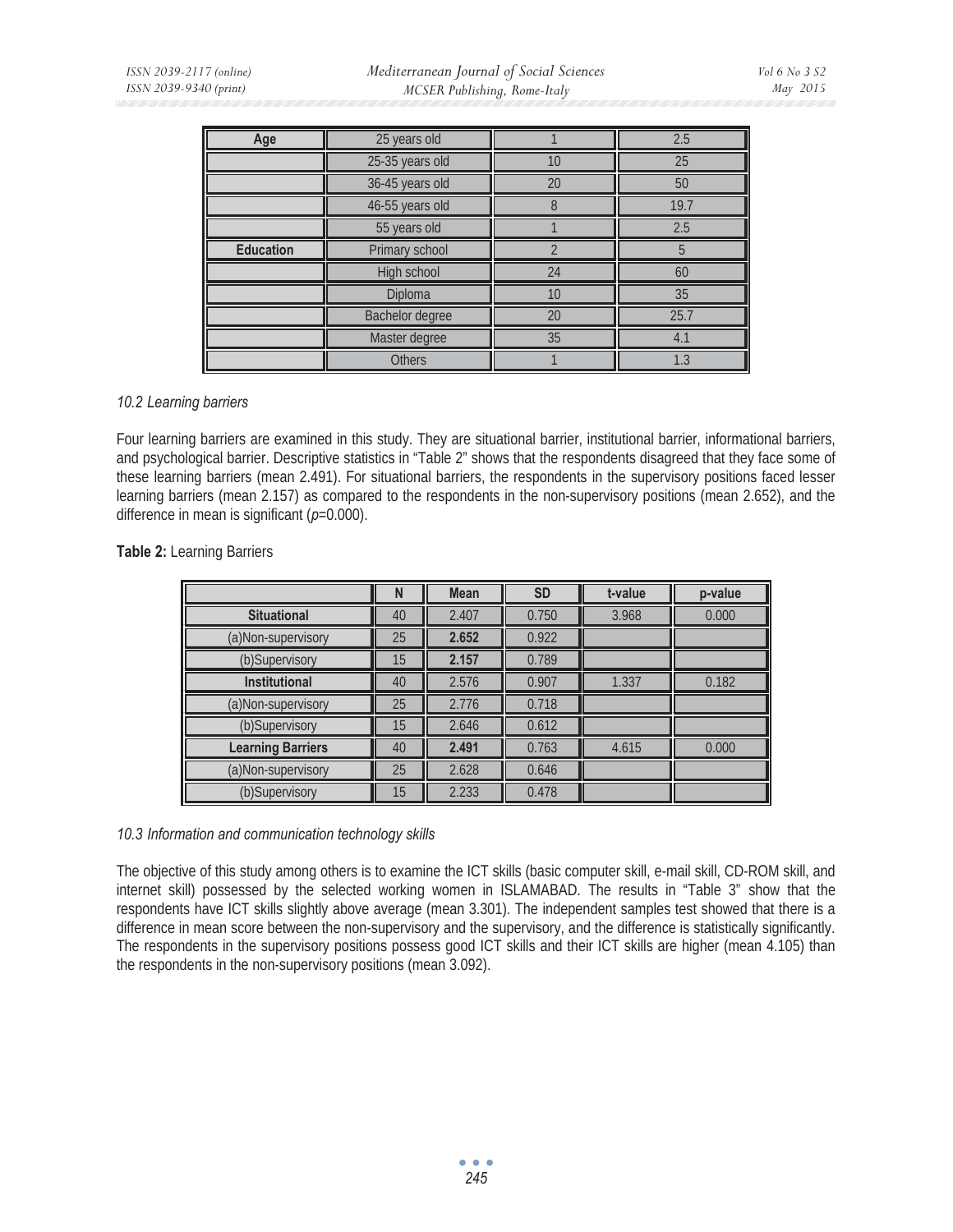| Age | 25 years old | 1 | 2.5 |
|---|---|---|---|
| | 25-35 years old | 10 | 25 |
| | 36-45 years old | 20 | 50 |
| | 46-55 years old | 8 | 19.7 |
| | 55 years old | 1 | 2.5 |
| **Education** | Primary school | 2 | 5 |
| | High school | 24 | 60 |
| | Diploma | 10 | 35 |
| | Bachelor degree | 20 | 25.7 |
| | Master degree | 35 | 4.1 |
| | Others | 1 | 1.3 |

*10.2 Learning barriers*

Four learning barriers are examined in this study. They are situational barrier, institutional barrier, informational barriers, and psychological barrier. Descriptive statistics in "Table 2" shows that the respondents disagreed that they face some of these learning barriers (mean 2.491). For situational barriers, the respondents in the supervisory positions faced lesser learning barriers (mean 2.157) as compared to the respondents in the non-supervisory positions (mean 2.652), and the difference in mean is significant (*p*=0.000).

**Table 2:** Learning Barriers

| | N | Mean | SD | t-value | p-value |
|---|---|---|---|---|---|
| **Situational** | 40 | 2.407 | 0.750 | 3.968 | 0.000 |
| (a)Non-supervisory | 25 | **2.652** | 0.922 | | |
| (b)Supervisory | 15 | **2.157** | 0.789 | | |
| **Institutional** | 40 | 2.576 | 0.907 | 1.337 | 0.182 |
| (a)Non-supervisory | 25 | 2.776 | 0.718 | | |
| (b)Supervisory | 15 | 2.646 | 0.612 | | |
| **Learning Barriers** | 40 | **2.491** | 0.763 | 4.615 | 0.000 |
| (a)Non-supervisory | 25 | 2.628 | 0.646 | | |
| (b)Supervisory | 15 | 2.233 | 0.478 | | |

*10.3 Information and communication technology skills*

The objective of this study among others is to examine the ICT skills (basic computer skill, e-mail skill, CD-ROM skill, and internet skill) possessed by the selected working women in ISLAMABAD. The results in "Table 3" show that the respondents have ICT skills slightly above average (mean 3.301). The independent samples test showed that there is a difference in mean score between the non-supervisory and the supervisory, and the difference is statistically significantly. The respondents in the supervisory positions possess good ICT skills and their ICT skills are higher (mean 4.105) than the respondents in the non-supervisory positions (mean 3.092).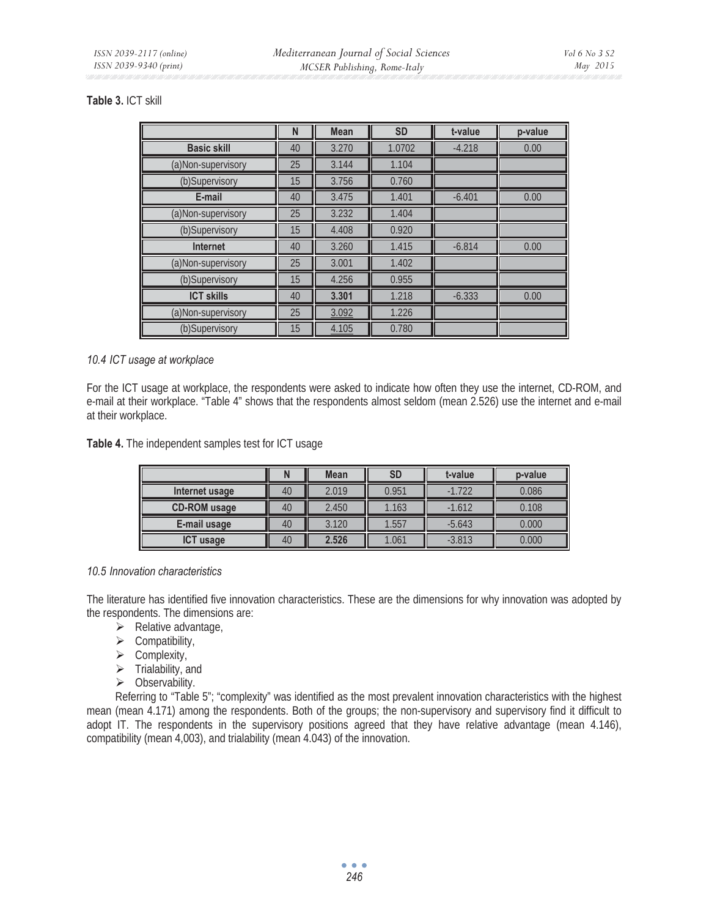**Table 3.** ICT skill

| | N | Mean | SD | t-value | p-value |
|---|---|---|---|---|---|
| **Basic skill** | 40 | 3.270 | 1.0702 | -4.218 | 0.00 |
| (a)Non-supervisory | 25 | 3.144 | 1.104 | | |
| (b)Supervisory | 15 | 3.756 | 0.760 | | |
| **E-mail** | 40 | 3.475 | 1.401 | -6.401 | 0.00 |
| (a)Non-supervisory | 25 | 3.232 | 1.404 | | |
| (b)Supervisory | 15 | 4.408 | 0.920 | | |
| **Internet** | 40 | 3.260 | 1.415 | -6.814 | 0.00 |
| (a)Non-supervisory | 25 | 3.001 | 1.402 | | |
| (b)Supervisory | 15 | 4.256 | 0.955 | | |
| **ICT skills** | 40 | **3.301** | 1.218 | -6.333 | 0.00 |
| (a)Non-supervisory | 25 | 3.092 | 1.226 | | |
| (b)Supervisory | 15 | 4.105 | 0.780 | | |

### *10.4 ICT usage at workplace*

For the ICT usage at workplace, the respondents were asked to indicate how often they use the internet, CD-ROM, and e-mail at their workplace. "Table 4" shows that the respondents almost seldom (mean 2.526) use the internet and e-mail at their workplace.

**Table 4.** The independent samples test for ICT usage

| | N | Mean | SD | t-value | p-value |
|---|---|---|---|---|---|
| **Internet usage** | 40 | 2.019 | 0.951 | -1.722 | 0.086 |
| **CD-ROM usage** | 40 | 2.450 | 1.163 | -1.612 | 0.108 |
| **E-mail usage** | 40 | 3.120 | 1.557 | -5.643 | 0.000 |
| **ICT usage** | 40 | **2.526** | 1.061 | -3.813 | 0.000 |

### *10.5 Innovation characteristics*

The literature has identified five innovation characteristics. These are the dimensions for why innovation was adopted by the respondents. The dimensions are:

- Relative advantage,
- Compatibility,
- Complexity,
- Trialability, and
- Observability.

Referring to "Table 5"; "complexity" was identified as the most prevalent innovation characteristics with the highest mean (mean 4.171) among the respondents. Both of the groups; the non-supervisory and supervisory find it difficult to adopt IT. The respondents in the supervisory positions agreed that they have relative advantage (mean 4.146), compatibility (mean 4,003), and trialability (mean 4.043) of the innovation.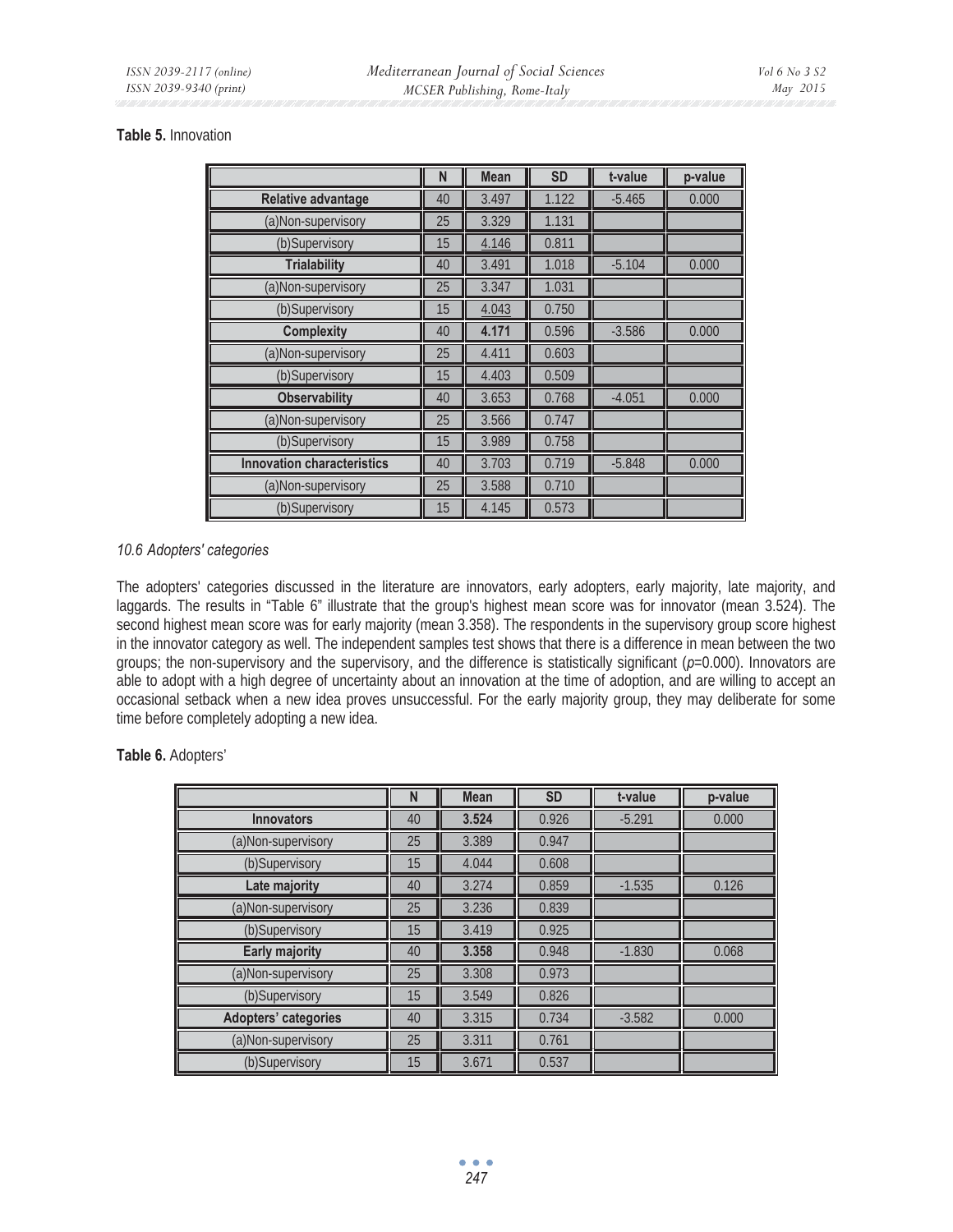**Table 5.** Innovation

| | N | Mean | SD | t-value | p-value |
|---|---|---|---|---|---|
| **Relative advantage** | 40 | 3.497 | 1.122 | -5.465 | 0.000 |
| (a)Non-supervisory | 25 | 3.329 | 1.131 | | |
| (b)Supervisory | 15 | 4.146 | 0.811 | | |
| **Trialability** | 40 | 3.491 | 1.018 | -5.104 | 0.000 |
| (a)Non-supervisory | 25 | 3.347 | 1.031 | | |
| (b)Supervisory | 15 | 4.043 | 0.750 | | |
| **Complexity** | 40 | **4.171** | 0.596 | -3.586 | 0.000 |
| (a)Non-supervisory | 25 | 4.411 | 0.603 | | |
| (b)Supervisory | 15 | 4.403 | 0.509 | | |
| **Observability** | 40 | 3.653 | 0.768 | -4.051 | 0.000 |
| (a)Non-supervisory | 25 | 3.566 | 0.747 | | |
| (b)Supervisory | 15 | 3.989 | 0.758 | | |
| **Innovation characteristics** | 40 | 3.703 | 0.719 | -5.848 | 0.000 |
| (a)Non-supervisory | 25 | 3.588 | 0.710 | | |
| (b)Supervisory | 15 | 4.145 | 0.573 | | |

*10.6 Adopters' categories*

The adopters' categories discussed in the literature are innovators, early adopters, early majority, late majority, and laggards. The results in "Table 6" illustrate that the group's highest mean score was for innovator (mean 3.524). The second highest mean score was for early majority (mean 3.358). The respondents in the supervisory group score highest in the innovator category as well. The independent samples test shows that there is a difference in mean between the two groups; the non-supervisory and the supervisory, and the difference is statistically significant ($p$=0.000). Innovators are able to adopt with a high degree of uncertainty about an innovation at the time of adoption, and are willing to accept an occasional setback when a new idea proves unsuccessful. For the early majority group, they may deliberate for some time before completely adopting a new idea.

**Table 6.** Adopters'

| | N | Mean | SD | t-value | p-value |
|---|---|---|---|---|---|
| **Innovators** | 40 | **3.524** | 0.926 | -5.291 | 0.000 |
| (a)Non-supervisory | 25 | 3.389 | 0.947 | | |
| (b)Supervisory | 15 | 4.044 | 0.608 | | |
| **Late majority** | 40 | 3.274 | 0.859 | -1.535 | 0.126 |
| (a)Non-supervisory | 25 | 3.236 | 0.839 | | |
| (b)Supervisory | 15 | 3.419 | 0.925 | | |
| **Early majority** | 40 | **3.358** | 0.948 | -1.830 | 0.068 |
| (a)Non-supervisory | 25 | 3.308 | 0.973 | | |
| (b)Supervisory | 15 | 3.549 | 0.826 | | |
| **Adopters' categories** | 40 | 3.315 | 0.734 | -3.582 | 0.000 |
| (a)Non-supervisory | 25 | 3.311 | 0.761 | | |
| (b)Supervisory | 15 | 3.671 | 0.537 | | |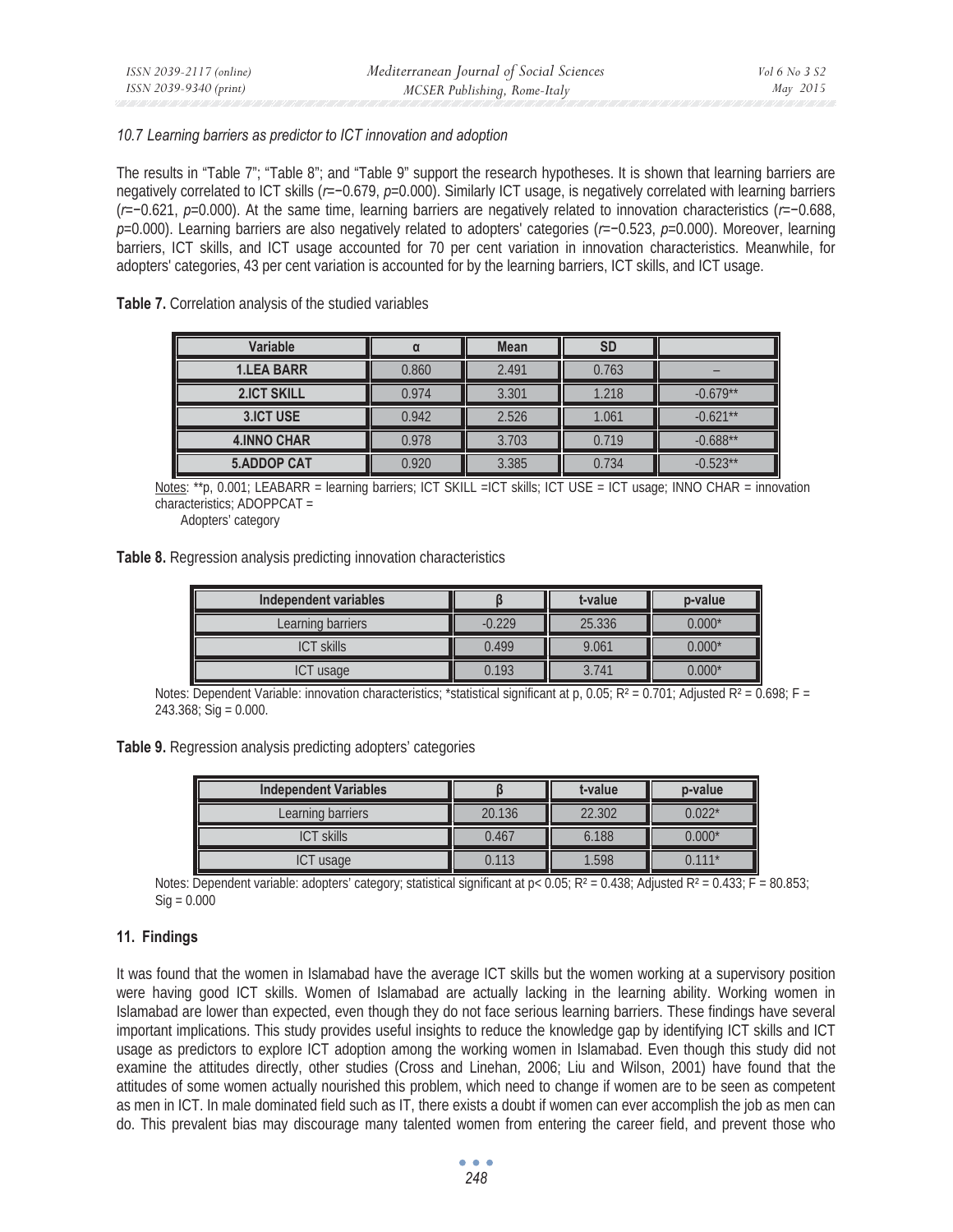*10.7 Learning barriers as predictor to ICT innovation and adoption*

The results in "Table 7"; "Table 8"; and "Table 9" support the research hypotheses. It is shown that learning barriers are negatively correlated to ICT skills ($r$=−0.679, $p$=0.000). Similarly ICT usage, is negatively correlated with learning barriers ($r$=−0.621, $p$=0.000). At the same time, learning barriers are negatively related to innovation characteristics ($r$=−0.688, $p$=0.000). Learning barriers are also negatively related to adopters' categories ($r$=−0.523, $p$=0.000). Moreover, learning barriers, ICT skills, and ICT usage accounted for 70 per cent variation in innovation characteristics. Meanwhile, for adopters' categories, 43 per cent variation is accounted for by the learning barriers, ICT skills, and ICT usage.

**Table 7.** Correlation analysis of the studied variables

| Variable | α | Mean | SD | |
|---|---|---|---|---|
| **1.LEA BARR** | 0.860 | 2.491 | 0.763 | – |
| **2.ICT SKILL** | 0.974 | 3.301 | 1.218 | -0.679** |
| **3.ICT USE** | 0.942 | 2.526 | 1.061 | -0.621** |
| **4.INNO CHAR** | 0.978 | 3.703 | 0.719 | -0.688** |
| **5.ADDOP CAT** | 0.920 | 3.385 | 0.734 | -0.523** |

Notes: **p, 0.001; LEABARR = learning barriers; ICT SKILL =ICT skills; ICT USE = ICT usage; INNO CHAR = innovation characteristics; ADOPPCAT = Adopters' category

**Table 8.** Regression analysis predicting innovation characteristics

| Independent variables | β | t-value | p-value |
|---|---|---|---|
| Learning barriers | -0.229 | 25.336 | 0.000* |
| ICT skills | 0.499 | 9.061 | 0.000* |
| ICT usage | 0.193 | 3.741 | 0.000* |

Notes: Dependent Variable: innovation characteristics; *statistical significant at p, 0.05; $R^2$ = 0.701; Adjusted $R^2$ = 0.698; F = 243.368; Sig = 0.000.

**Table 9.** Regression analysis predicting adopters' categories

| Independent Variables | β | t-value | p-value |
|---|---|---|---|
| Learning barriers | 20.136 | 22.302 | 0.022* |
| ICT skills | 0.467 | 6.188 | 0.000* |
| ICT usage | 0.113 | 1.598 | 0.111* |

Notes: Dependent variable: adopters' category; statistical significant at $p < 0.05$; $R^2$ = 0.438; Adjusted $R^2$ = 0.433; F = 80.853; Sig = 0.000

## 11. Findings

It was found that the women in Islamabad have the average ICT skills but the women working at a supervisory position were having good ICT skills. Women of Islamabad are actually lacking in the learning ability. Working women in Islamabad are lower than expected, even though they do not face serious learning barriers. These findings have several important implications. This study provides useful insights to reduce the knowledge gap by identifying ICT skills and ICT usage as predictors to explore ICT adoption among the working women in Islamabad. Even though this study did not examine the attitudes directly, other studies (Cross and Linehan, 2006; Liu and Wilson, 2001) have found that the attitudes of some women actually nourished this problem, which need to change if women are to be seen as competent as men in ICT. In male dominated field such as IT, there exists a doubt if women can ever accomplish the job as men can do. This prevalent bias may discourage many talented women from entering the career field, and prevent those who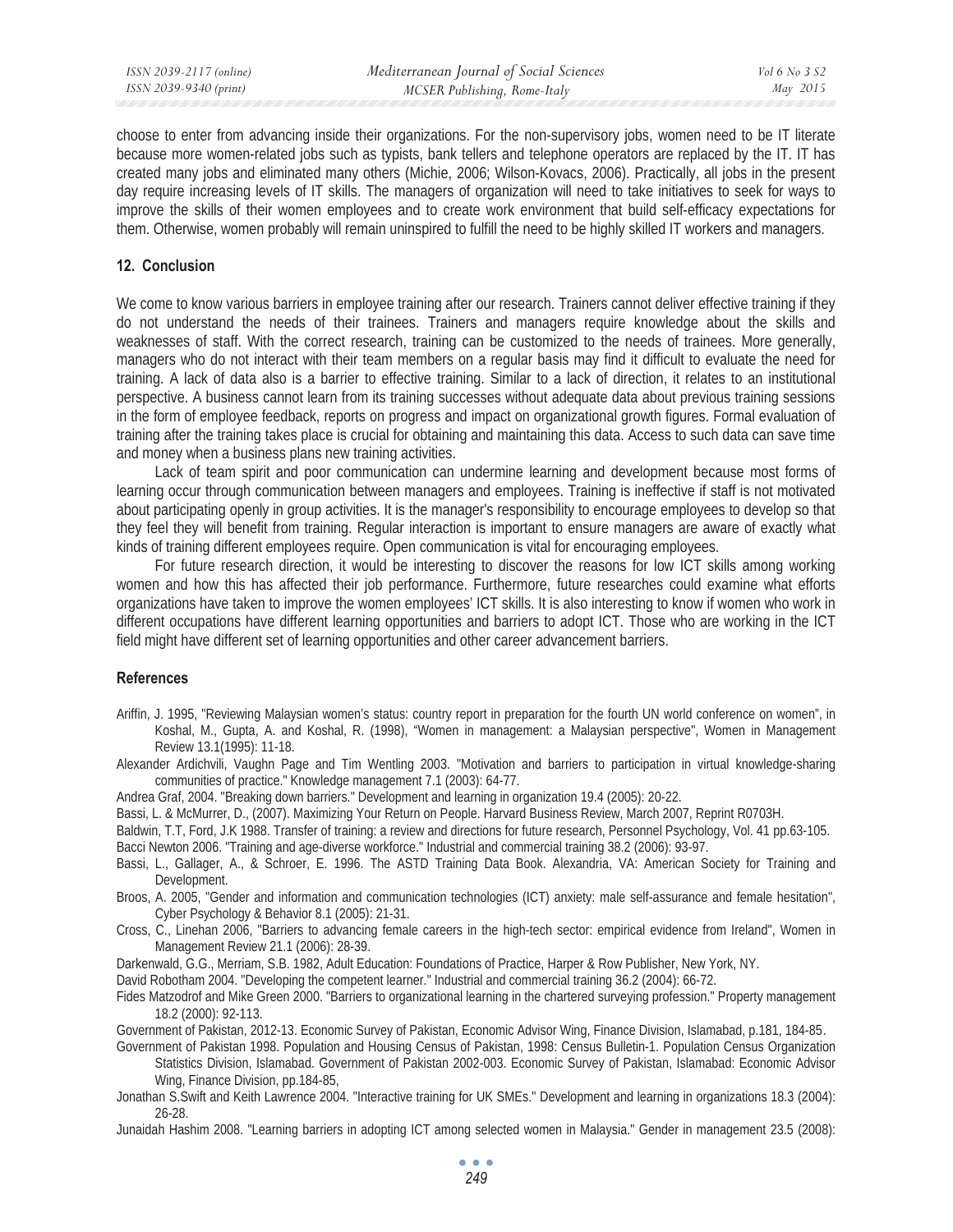choose to enter from advancing inside their organizations. For the non-supervisory jobs, women need to be IT literate because more women-related jobs such as typists, bank tellers and telephone operators are replaced by the IT. IT has created many jobs and eliminated many others (Michie, 2006; Wilson-Kovacs, 2006). Practically, all jobs in the present day require increasing levels of IT skills. The managers of organization will need to take initiatives to seek for ways to improve the skills of their women employees and to create work environment that build self-efficacy expectations for them. Otherwise, women probably will remain uninspired to fulfill the need to be highly skilled IT workers and managers.

## 12. Conclusion

We come to know various barriers in employee training after our research. Trainers cannot deliver effective training if they do not understand the needs of their trainees. Trainers and managers require knowledge about the skills and weaknesses of staff. With the correct research, training can be customized to the needs of trainees. More generally, managers who do not interact with their team members on a regular basis may find it difficult to evaluate the need for training. A lack of data also is a barrier to effective training. Similar to a lack of direction, it relates to an institutional perspective. A business cannot learn from its training successes without adequate data about previous training sessions in the form of employee feedback, reports on progress and impact on organizational growth figures. Formal evaluation of training after the training takes place is crucial for obtaining and maintaining this data. Access to such data can save time and money when a business plans new training activities.

Lack of team spirit and poor communication can undermine learning and development because most forms of learning occur through communication between managers and employees. Training is ineffective if staff is not motivated about participating openly in group activities. It is the manager's responsibility to encourage employees to develop so that they feel they will benefit from training. Regular interaction is important to ensure managers are aware of exactly what kinds of training different employees require. Open communication is vital for encouraging employees.

For future research direction, it would be interesting to discover the reasons for low ICT skills among working women and how this has affected their job performance. Furthermore, future researches could examine what efforts organizations have taken to improve the women employees' ICT skills. It is also interesting to know if women who work in different occupations have different learning opportunities and barriers to adopt ICT. Those who are working in the ICT field might have different set of learning opportunities and other career advancement barriers.

## References

Ariffin, J. 1995, "Reviewing Malaysian women's status: country report in preparation for the fourth UN world conference on women", in Koshal, M., Gupta, A. and Koshal, R. (1998), "Women in management: a Malaysian perspective", Women in Management Review 13.1(1995): 11-18.

Alexander Ardichvili, Vaughn Page and Tim Wentling 2003. "Motivation and barriers to participation in virtual knowledge-sharing communities of practice." Knowledge management 7.1 (2003): 64-77.

Andrea Graf, 2004. "Breaking down barriers." Development and learning in organization 19.4 (2005): 20-22.

Bassi, L. & McMurrer, D., (2007). Maximizing Your Return on People. Harvard Business Review, March 2007, Reprint R0703H.

Baldwin, T.T, Ford, J.K 1988. Transfer of training: a review and directions for future research, Personnel Psychology, Vol. 41 pp.63-105.

Bacci Newton 2006. "Training and age-diverse workforce." Industrial and commercial training 38.2 (2006): 93-97.

Bassi, L., Gallager, A., & Schroer, E. 1996. The ASTD Training Data Book. Alexandria, VA: American Society for Training and Development.

Broos, A. 2005, "Gender and information and communication technologies (ICT) anxiety: male self-assurance and female hesitation", Cyber Psychology & Behavior 8.1 (2005): 21-31.

Cross, C., Linehan 2006, "Barriers to advancing female careers in the high-tech sector: empirical evidence from Ireland", Women in Management Review 21.1 (2006): 28-39.

Darkenwald, G.G., Merriam, S.B. 1982, Adult Education: Foundations of Practice, Harper & Row Publisher, New York, NY.

David Robotham 2004. "Developing the competent learner." Industrial and commercial training 36.2 (2004): 66-72.

Fides Matzdorf and Mike Green 2000. "Barriers to organizational learning in the chartered surveying profession." Property management 18.2 (2000): 92-113.

Government of Pakistan, 2012-13. Economic Survey of Pakistan, Economic Advisor Wing, Finance Division, Islamabad, p.181, 184-85.

Government of Pakistan 1998. Population and Housing Census of Pakistan, 1998: Census Bulletin-1. Population Census Organization Statistics Division, Islamabad. Government of Pakistan 2002-003. Economic Survey of Pakistan, Islamabad: Economic Advisor Wing, Finance Division, pp.184-85,

Jonathan S.Swift and Keith Lawrence 2004. "Interactive training for UK SMEs." Development and learning in organizations 18.3 (2004): 26-28.

Junaidah Hashim 2008. "Learning barriers in adopting ICT among selected women in Malaysia." Gender in management 23.5 (2008):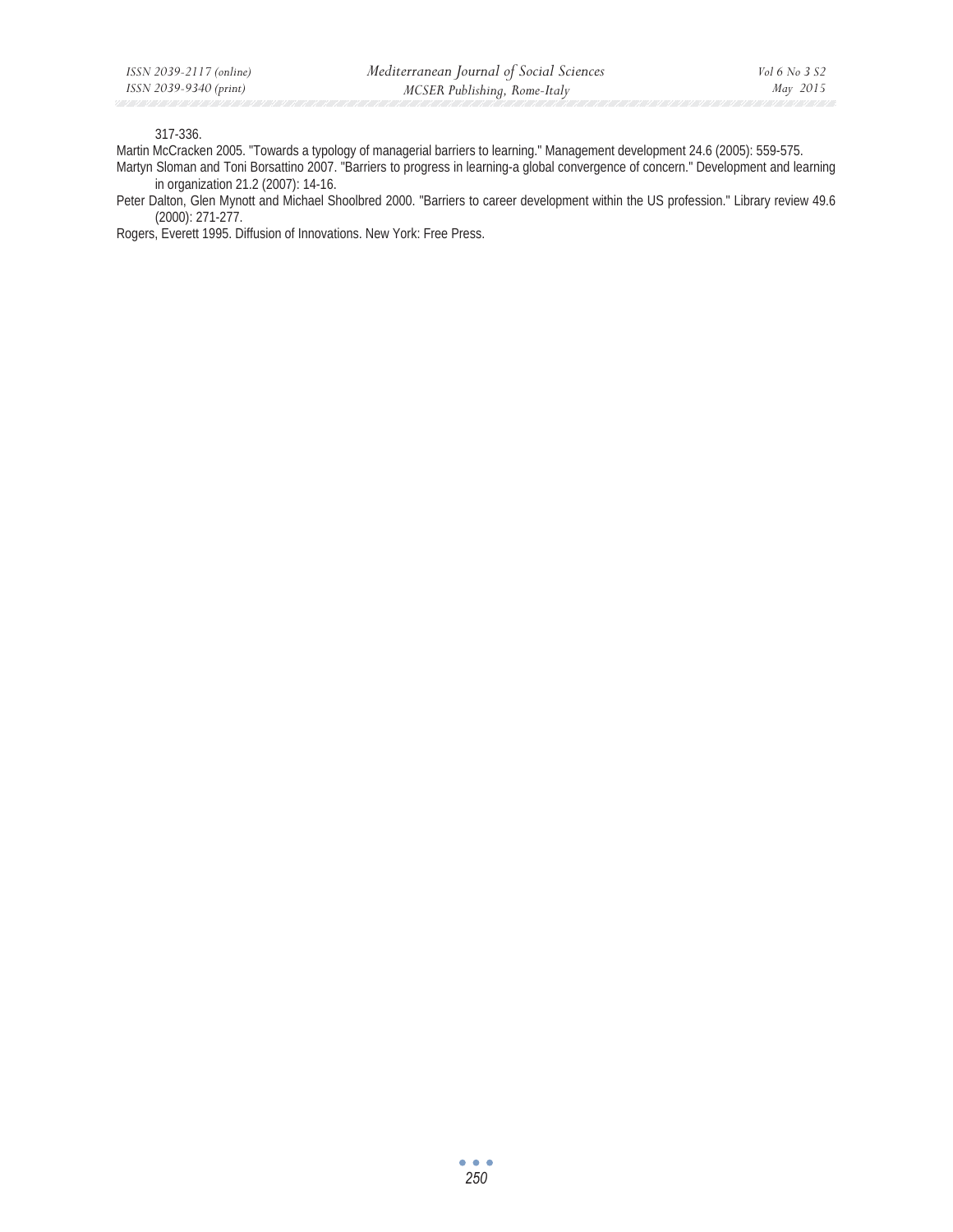317-336.

Martin McCracken 2005. "Towards a typology of managerial barriers to learning." Management development 24.6 (2005): 559-575.

Martyn Sloman and Toni Borsattino 2007. "Barriers to progress in learning-a global convergence of concern." Development and learning in organization 21.2 (2007): 14-16.

Peter Dalton, Glen Mynott and Michael Shoolbred 2000. "Barriers to career development within the US profession." Library review 49.6 (2000): 271-277.

Rogers, Everett 1995. Diffusion of Innovations. New York: Free Press.